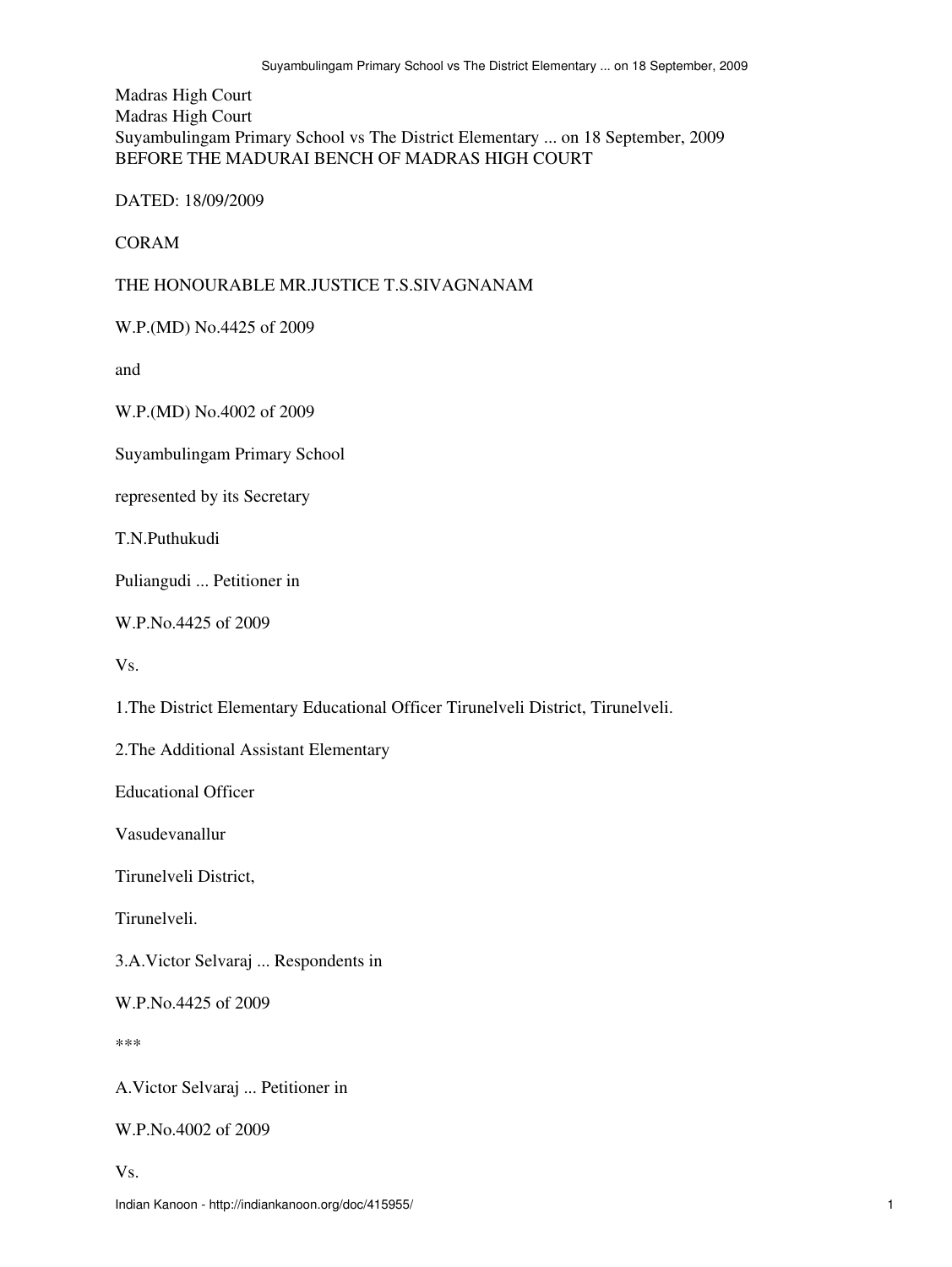Madras High Court
Madras High Court
Suyambulingam Primary School vs The District Elementary ... on 18 September, 2009
BEFORE THE MADURAI BENCH OF MADRAS HIGH COURT

DATED: 18/09/2009

CORAM

THE HONOURABLE MR.JUSTICE T.S.SIVAGNANAM

W.P.(MD) No.4425 of 2009

and

W.P.(MD) No.4002 of 2009

Suyambulingam Primary School

represented by its Secretary

T.N.Puthukudi

Puliangudi ... Petitioner in

W.P.No.4425 of 2009

Vs.

1.The District Elementary Educational Officer Tirunelveli District, Tirunelveli.

2.The Additional Assistant Elementary

Educational Officer

Vasudevanallur

Tirunelveli District,

Tirunelveli.

3.A.Victor Selvaraj ... Respondents in

W.P.No.4425 of 2009

***

A.Victor Selvaraj ... Petitioner in

W.P.No.4002 of 2009

Vs.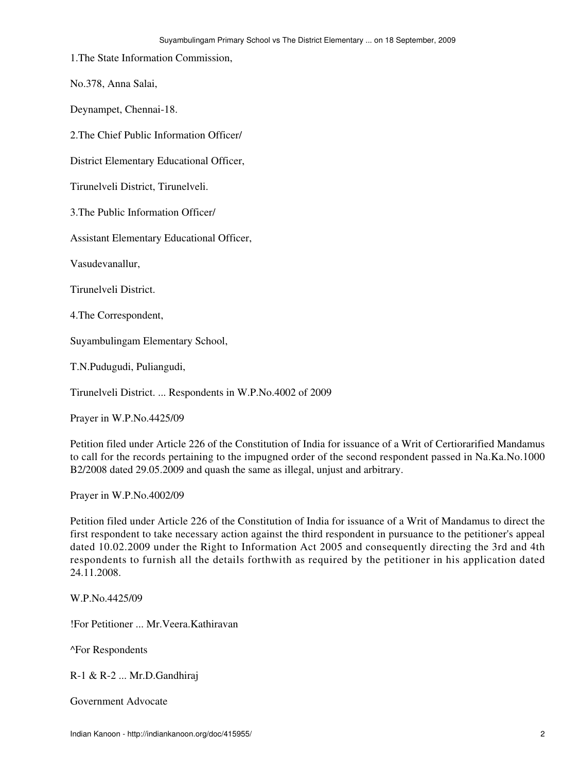1.The State Information Commission,

No.378, Anna Salai,

Deynampet, Chennai-18.

2.The Chief Public Information Officer/

District Elementary Educational Officer,

Tirunelveli District, Tirunelveli.

3.The Public Information Officer/

Assistant Elementary Educational Officer,

Vasudevanallur,

Tirunelveli District.

4.The Correspondent,

Suyambulingam Elementary School,

T.N.Pudugudi, Puliangudi,

Tirunelveli District. ... Respondents in W.P.No.4002 of 2009

Prayer in W.P.No.4425/09

Petition filed under Article 226 of the Constitution of India for issuance of a Writ of Certiorarified Mandamus to call for the records pertaining to the impugned order of the second respondent passed in Na.Ka.No.1000 B2/2008 dated 29.05.2009 and quash the same as illegal, unjust and arbitrary.

Prayer in W.P.No.4002/09

Petition filed under Article 226 of the Constitution of India for issuance of a Writ of Mandamus to direct the first respondent to take necessary action against the third respondent in pursuance to the petitioner's appeal dated 10.02.2009 under the Right to Information Act 2005 and consequently directing the 3rd and 4th respondents to furnish all the details forthwith as required by the petitioner in his application dated 24.11.2008.

W.P.No.4425/09

!For Petitioner ... Mr.Veera.Kathiravan

^For Respondents

R-1 & R-2 ... Mr.D.Gandhiraj

Government Advocate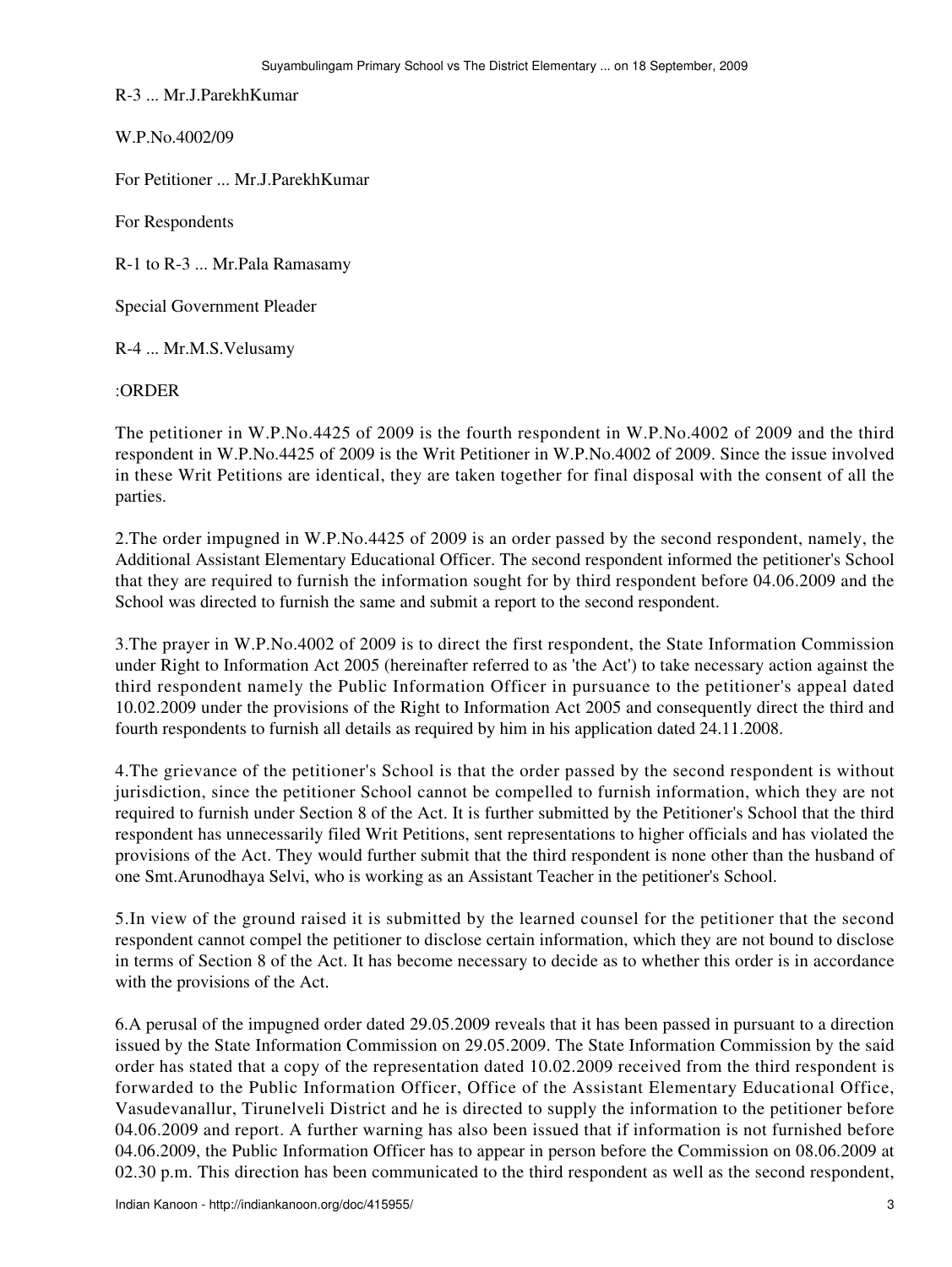R-3 ... Mr.J.ParekhKumar

W.P.No.4002/09

For Petitioner ... Mr.J.ParekhKumar

For Respondents

R-1 to R-3 ... Mr.Pala Ramasamy

Special Government Pleader

R-4 ... Mr.M.S.Velusamy

:ORDER

The petitioner in W.P.No.4425 of 2009 is the fourth respondent in W.P.No.4002 of 2009 and the third respondent in W.P.No.4425 of 2009 is the Writ Petitioner in W.P.No.4002 of 2009. Since the issue involved in these Writ Petitions are identical, they are taken together for final disposal with the consent of all the parties.

2.The order impugned in W.P.No.4425 of 2009 is an order passed by the second respondent, namely, the Additional Assistant Elementary Educational Officer. The second respondent informed the petitioner's School that they are required to furnish the information sought for by third respondent before 04.06.2009 and the School was directed to furnish the same and submit a report to the second respondent.

3.The prayer in W.P.No.4002 of 2009 is to direct the first respondent, the State Information Commission under Right to Information Act 2005 (hereinafter referred to as 'the Act') to take necessary action against the third respondent namely the Public Information Officer in pursuance to the petitioner's appeal dated 10.02.2009 under the provisions of the Right to Information Act 2005 and consequently direct the third and fourth respondents to furnish all details as required by him in his application dated 24.11.2008.

4.The grievance of the petitioner's School is that the order passed by the second respondent is without jurisdiction, since the petitioner School cannot be compelled to furnish information, which they are not required to furnish under Section 8 of the Act. It is further submitted by the Petitioner's School that the third respondent has unnecessarily filed Writ Petitions, sent representations to higher officials and has violated the provisions of the Act. They would further submit that the third respondent is none other than the husband of one Smt.Arunodhaya Selvi, who is working as an Assistant Teacher in the petitioner's School.

5.In view of the ground raised it is submitted by the learned counsel for the petitioner that the second respondent cannot compel the petitioner to disclose certain information, which they are not bound to disclose in terms of Section 8 of the Act. It has become necessary to decide as to whether this order is in accordance with the provisions of the Act.

6.A perusal of the impugned order dated 29.05.2009 reveals that it has been passed in pursuant to a direction issued by the State Information Commission on 29.05.2009. The State Information Commission by the said order has stated that a copy of the representation dated 10.02.2009 received from the third respondent is forwarded to the Public Information Officer, Office of the Assistant Elementary Educational Office, Vasudevanallur, Tirunelveli District and he is directed to supply the information to the petitioner before 04.06.2009 and report. A further warning has also been issued that if information is not furnished before 04.06.2009, the Public Information Officer has to appear in person before the Commission on 08.06.2009 at 02.30 p.m. This direction has been communicated to the third respondent as well as the second respondent,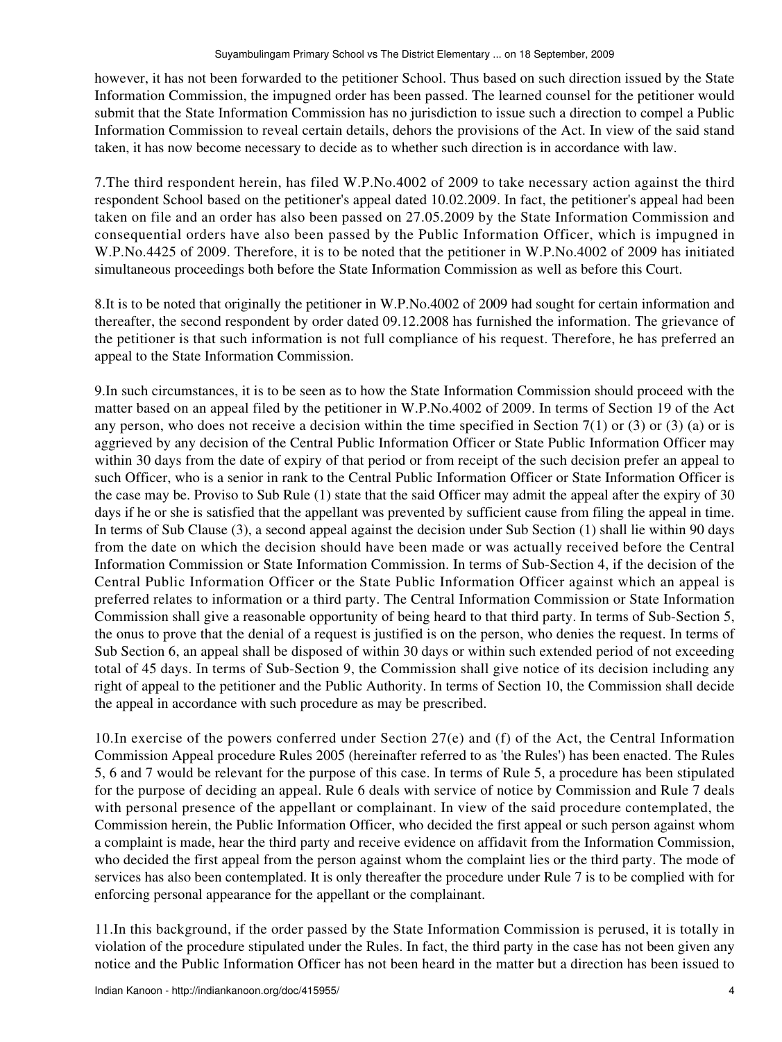however, it has not been forwarded to the petitioner School. Thus based on such direction issued by the State Information Commission, the impugned order has been passed. The learned counsel for the petitioner would submit that the State Information Commission has no jurisdiction to issue such a direction to compel a Public Information Commission to reveal certain details, dehors the provisions of the Act. In view of the said stand taken, it has now become necessary to decide as to whether such direction is in accordance with law.

7.The third respondent herein, has filed W.P.No.4002 of 2009 to take necessary action against the third respondent School based on the petitioner's appeal dated 10.02.2009. In fact, the petitioner's appeal had been taken on file and an order has also been passed on 27.05.2009 by the State Information Commission and consequential orders have also been passed by the Public Information Officer, which is impugned in W.P.No.4425 of 2009. Therefore, it is to be noted that the petitioner in W.P.No.4002 of 2009 has initiated simultaneous proceedings both before the State Information Commission as well as before this Court.

8.It is to be noted that originally the petitioner in W.P.No.4002 of 2009 had sought for certain information and thereafter, the second respondent by order dated 09.12.2008 has furnished the information. The grievance of the petitioner is that such information is not full compliance of his request. Therefore, he has preferred an appeal to the State Information Commission.

9.In such circumstances, it is to be seen as to how the State Information Commission should proceed with the matter based on an appeal filed by the petitioner in W.P.No.4002 of 2009. In terms of Section 19 of the Act any person, who does not receive a decision within the time specified in Section 7(1) or (3) or (3) (a) or is aggrieved by any decision of the Central Public Information Officer or State Public Information Officer may within 30 days from the date of expiry of that period or from receipt of the such decision prefer an appeal to such Officer, who is a senior in rank to the Central Public Information Officer or State Information Officer is the case may be. Proviso to Sub Rule (1) state that the said Officer may admit the appeal after the expiry of 30 days if he or she is satisfied that the appellant was prevented by sufficient cause from filing the appeal in time. In terms of Sub Clause (3), a second appeal against the decision under Sub Section (1) shall lie within 90 days from the date on which the decision should have been made or was actually received before the Central Information Commission or State Information Commission. In terms of Sub-Section 4, if the decision of the Central Public Information Officer or the State Public Information Officer against which an appeal is preferred relates to information or a third party. The Central Information Commission or State Information Commission shall give a reasonable opportunity of being heard to that third party. In terms of Sub-Section 5, the onus to prove that the denial of a request is justified is on the person, who denies the request. In terms of Sub Section 6, an appeal shall be disposed of within 30 days or within such extended period of not exceeding total of 45 days. In terms of Sub-Section 9, the Commission shall give notice of its decision including any right of appeal to the petitioner and the Public Authority. In terms of Section 10, the Commission shall decide the appeal in accordance with such procedure as may be prescribed.

10.In exercise of the powers conferred under Section 27(e) and (f) of the Act, the Central Information Commission Appeal procedure Rules 2005 (hereinafter referred to as 'the Rules') has been enacted. The Rules 5, 6 and 7 would be relevant for the purpose of this case. In terms of Rule 5, a procedure has been stipulated for the purpose of deciding an appeal. Rule 6 deals with service of notice by Commission and Rule 7 deals with personal presence of the appellant or complainant. In view of the said procedure contemplated, the Commission herein, the Public Information Officer, who decided the first appeal or such person against whom a complaint is made, hear the third party and receive evidence on affidavit from the Information Commission, who decided the first appeal from the person against whom the complaint lies or the third party. The mode of services has also been contemplated. It is only thereafter the procedure under Rule 7 is to be complied with for enforcing personal appearance for the appellant or the complainant.

11.In this background, if the order passed by the State Information Commission is perused, it is totally in violation of the procedure stipulated under the Rules. In fact, the third party in the case has not been given any notice and the Public Information Officer has not been heard in the matter but a direction has been issued to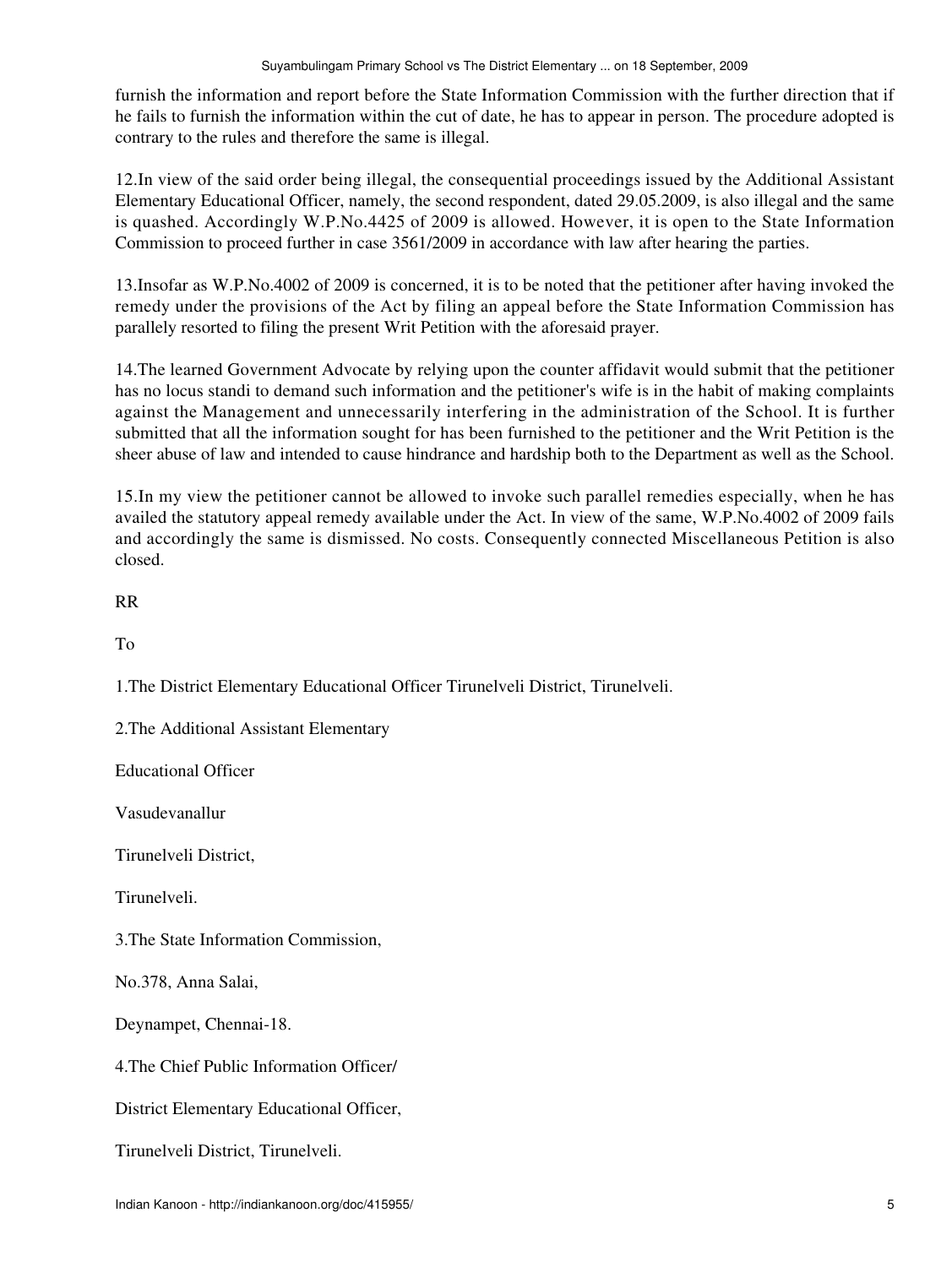furnish the information and report before the State Information Commission with the further direction that if he fails to furnish the information within the cut of date, he has to appear in person. The procedure adopted is contrary to the rules and therefore the same is illegal.

12.In view of the said order being illegal, the consequential proceedings issued by the Additional Assistant Elementary Educational Officer, namely, the second respondent, dated 29.05.2009, is also illegal and the same is quashed. Accordingly W.P.No.4425 of 2009 is allowed. However, it is open to the State Information Commission to proceed further in case 3561/2009 in accordance with law after hearing the parties.

13.Insofar as W.P.No.4002 of 2009 is concerned, it is to be noted that the petitioner after having invoked the remedy under the provisions of the Act by filing an appeal before the State Information Commission has parallely resorted to filing the present Writ Petition with the aforesaid prayer.

14.The learned Government Advocate by relying upon the counter affidavit would submit that the petitioner has no locus standi to demand such information and the petitioner's wife is in the habit of making complaints against the Management and unnecessarily interfering in the administration of the School. It is further submitted that all the information sought for has been furnished to the petitioner and the Writ Petition is the sheer abuse of law and intended to cause hindrance and hardship both to the Department as well as the School.

15.In my view the petitioner cannot be allowed to invoke such parallel remedies especially, when he has availed the statutory appeal remedy available under the Act. In view of the same, W.P.No.4002 of 2009 fails and accordingly the same is dismissed. No costs. Consequently connected Miscellaneous Petition is also closed.

RR

To

1.The District Elementary Educational Officer Tirunelveli District, Tirunelveli.

2.The Additional Assistant Elementary

Educational Officer

Vasudevanallur

Tirunelveli District,

Tirunelveli.

3.The State Information Commission,

No.378, Anna Salai,

Deynampet, Chennai-18.

4.The Chief Public Information Officer/

District Elementary Educational Officer,

Tirunelveli District, Tirunelveli.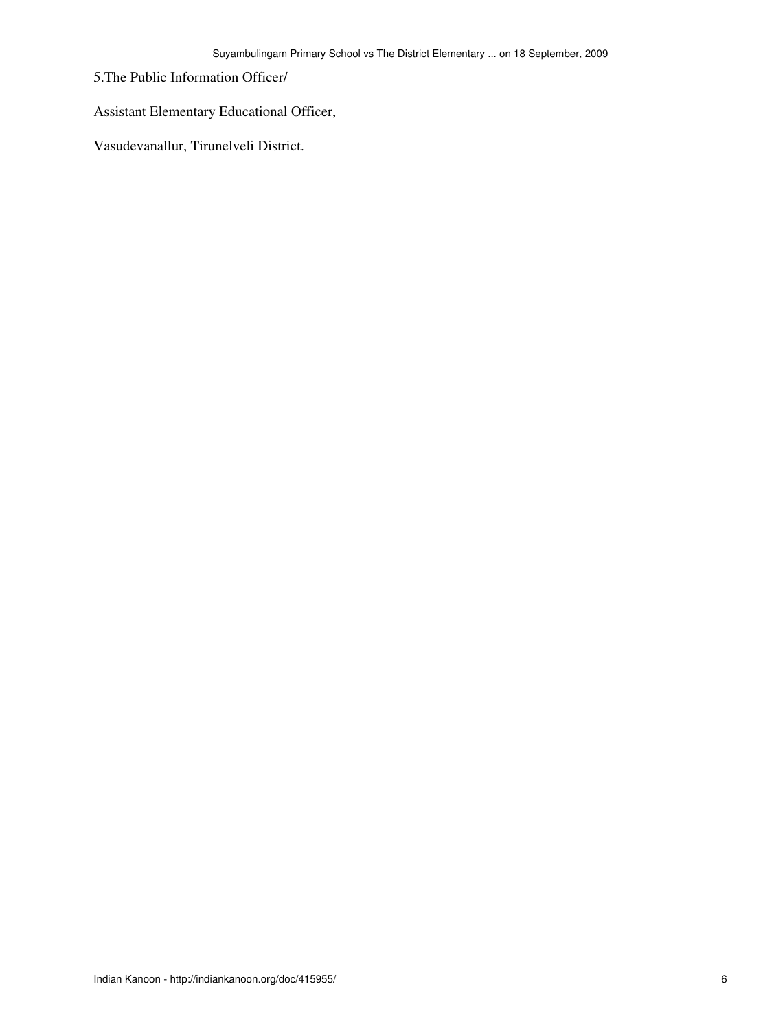5.The Public Information Officer/

Assistant Elementary Educational Officer,

Vasudevanallur, Tirunelveli District.